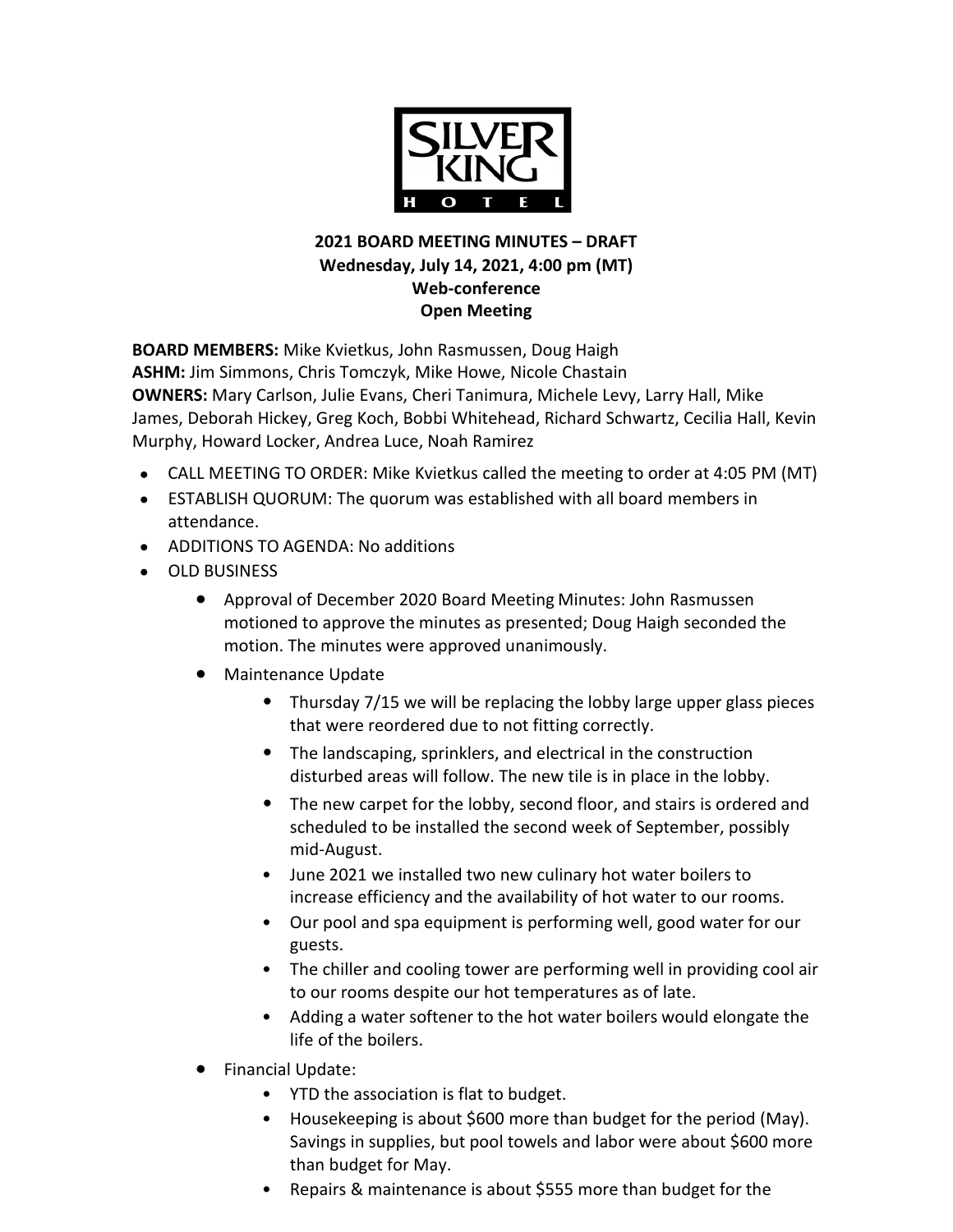**SILVER KING HOTEL**

**2021 BOARD MEETING MINUTES – DRAFT**
**Wednesday, July 14, 2021, 4:00 pm (MT)**
**Web-conference**
**Open Meeting**

**BOARD MEMBERS:** Mike Kvietkus, John Rasmussen, Doug Haigh
**ASHM:** Jim Simmons, Chris Tomczyk, Mike Howe, Nicole Chastain
**OWNERS:** Mary Carlson, Julie Evans, Cheri Tanimura, Michele Levy, Larry Hall, Mike James, Deborah Hickey, Greg Koch, Bobbi Whitehead, Richard Schwartz, Cecilia Hall, Kevin Murphy, Howard Locker, Andrea Luce, Noah Ramirez

- CALL MEETING TO ORDER: Mike Kvietkus called the meeting to order at 4:05 PM (MT)
- ESTABLISH QUORUM: The quorum was established with all board members in attendance.
- ADDITIONS TO AGENDA: No additions
- OLD BUSINESS
    - Approval of December 2020 Board Meeting Minutes: John Rasmussen motioned to approve the minutes as presented; Doug Haigh seconded the motion. The minutes were approved unanimously.
    - Maintenance Update
        - Thursday 7/15 we will be replacing the lobby large upper glass pieces that were reordered due to not fitting correctly.
        - The landscaping, sprinklers, and electrical in the construction disturbed areas will follow. The new tile is in place in the lobby.
        - The new carpet for the lobby, second floor, and stairs is ordered and scheduled to be installed the second week of September, possibly mid-August.
        - June 2021 we installed two new culinary hot water boilers to increase efficiency and the availability of hot water to our rooms.
        - Our pool and spa equipment is performing well, good water for our guests.
        - The chiller and cooling tower are performing well in providing cool air to our rooms despite our hot temperatures as of late.
        - Adding a water softener to the hot water boilers would elongate the life of the boilers.
    - Financial Update:
        - YTD the association is flat to budget.
        - Housekeeping is about $600 more than budget for the period (May). Savings in supplies, but pool towels and labor were about $600 more than budget for May.
        - Repairs & maintenance is about $555 more than budget for the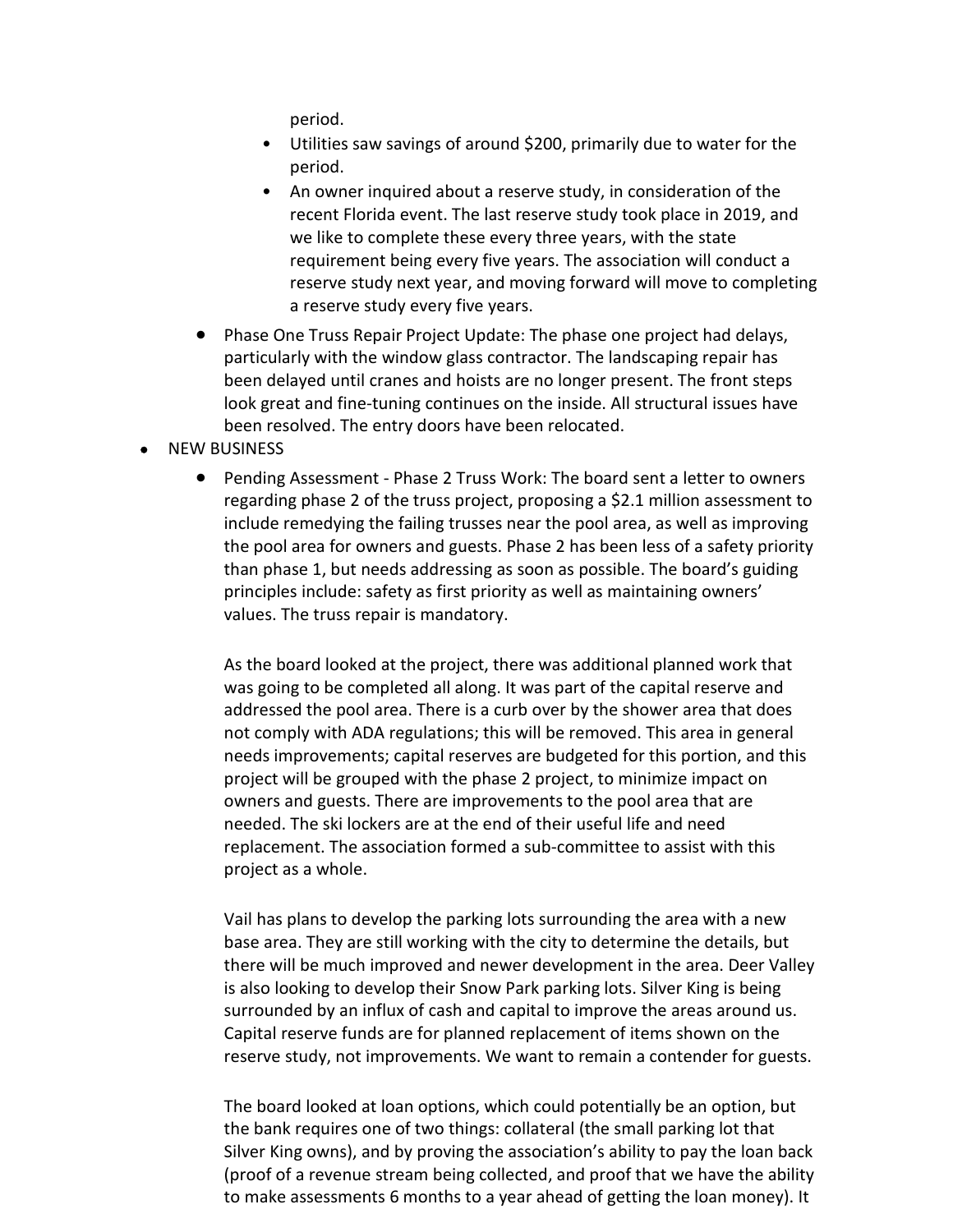period.
    - Utilities saw savings of around $200, primarily due to water for the period.
    - An owner inquired about a reserve study, in consideration of the recent Florida event. The last reserve study took place in 2019, and we like to complete these every three years, with the state requirement being every five years. The association will conduct a reserve study next year, and moving forward will move to completing a reserve study every five years.
  - Phase One Truss Repair Project Update: The phase one project had delays, particularly with the window glass contractor. The landscaping repair has been delayed until cranes and hoists are no longer present. The front steps look great and fine-tuning continues on the inside. All structural issues have been resolved. The entry doors have been relocated.
- NEW BUSINESS
  - Pending Assessment - Phase 2 Truss Work: The board sent a letter to owners regarding phase 2 of the truss project, proposing a $2.1 million assessment to include remedying the failing trusses near the pool area, as well as improving the pool area for owners and guests. Phase 2 has been less of a safety priority than phase 1, but needs addressing as soon as possible. The board's guiding principles include: safety as first priority as well as maintaining owners' values. The truss repair is mandatory.

    As the board looked at the project, there was additional planned work that was going to be completed all along. It was part of the capital reserve and addressed the pool area. There is a curb over by the shower area that does not comply with ADA regulations; this will be removed. This area in general needs improvements; capital reserves are budgeted for this portion, and this project will be grouped with the phase 2 project, to minimize impact on owners and guests. There are improvements to the pool area that are needed. The ski lockers are at the end of their useful life and need replacement. The association formed a sub-committee to assist with this project as a whole.

    Vail has plans to develop the parking lots surrounding the area with a new base area. They are still working with the city to determine the details, but there will be much improved and newer development in the area. Deer Valley is also looking to develop their Snow Park parking lots. Silver King is being surrounded by an influx of cash and capital to improve the areas around us. Capital reserve funds are for planned replacement of items shown on the reserve study, not improvements. We want to remain a contender for guests.

    The board looked at loan options, which could potentially be an option, but the bank requires one of two things: collateral (the small parking lot that Silver King owns), and by proving the association's ability to pay the loan back (proof of a revenue stream being collected, and proof that we have the ability to make assessments 6 months to a year ahead of getting the loan money). It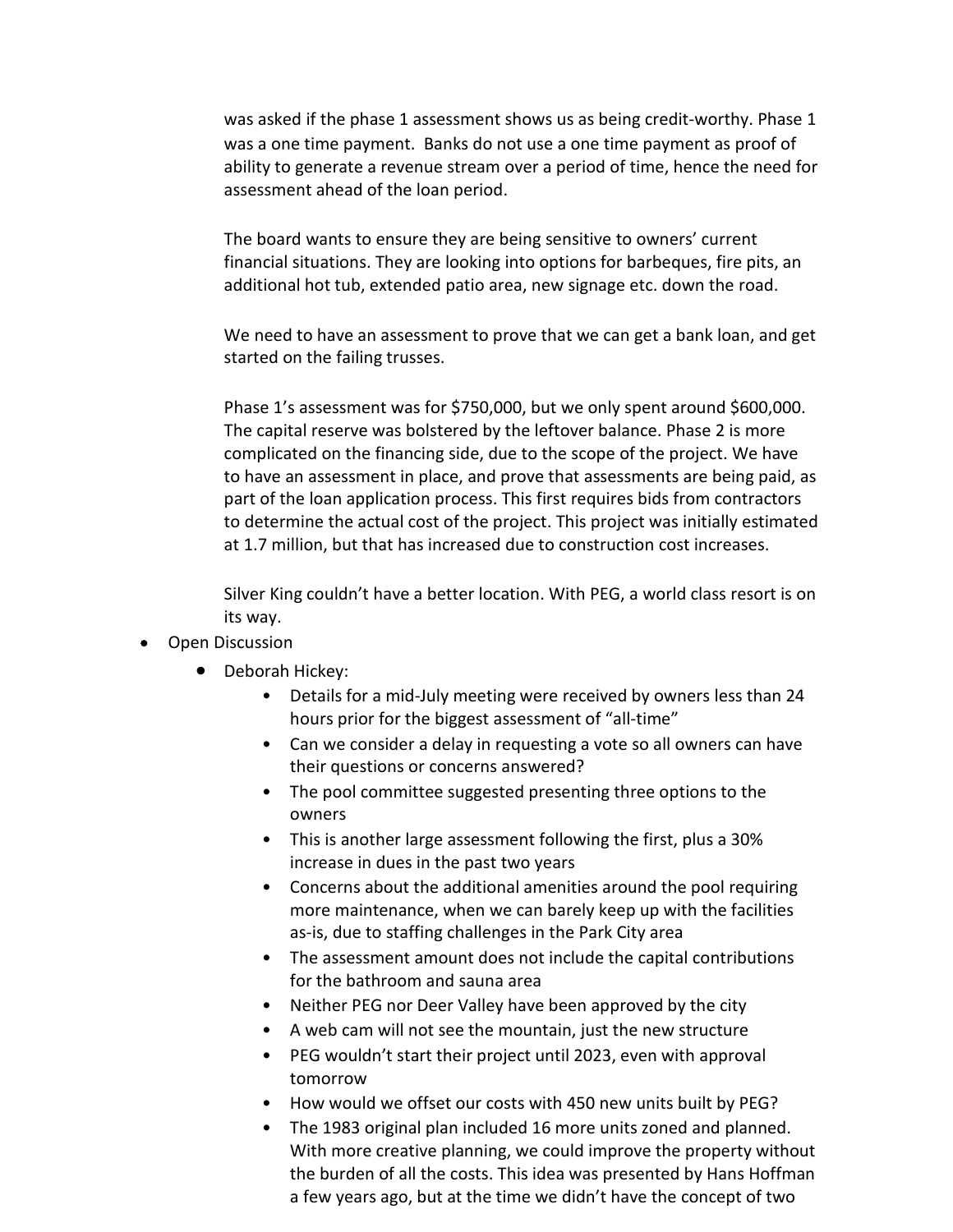was asked if the phase 1 assessment shows us as being credit-worthy. Phase 1 was a one time payment. Banks do not use a one time payment as proof of ability to generate a revenue stream over a period of time, hence the need for assessment ahead of the loan period.

The board wants to ensure they are being sensitive to owners' current financial situations. They are looking into options for barbeques, fire pits, an additional hot tub, extended patio area, new signage etc. down the road.

We need to have an assessment to prove that we can get a bank loan, and get started on the failing trusses.

Phase 1's assessment was for $750,000, but we only spent around $600,000. The capital reserve was bolstered by the leftover balance. Phase 2 is more complicated on the financing side, due to the scope of the project. We have to have an assessment in place, and prove that assessments are being paid, as part of the loan application process. This first requires bids from contractors to determine the actual cost of the project. This project was initially estimated at 1.7 million, but that has increased due to construction cost increases.

Silver King couldn't have a better location. With PEG, a world class resort is on its way.

- Open Discussion
  - Deborah Hickey:
    - Details for a mid-July meeting were received by owners less than 24 hours prior for the biggest assessment of "all-time"
    - Can we consider a delay in requesting a vote so all owners can have their questions or concerns answered?
    - The pool committee suggested presenting three options to the owners
    - This is another large assessment following the first, plus a 30% increase in dues in the past two years
    - Concerns about the additional amenities around the pool requiring more maintenance, when we can barely keep up with the facilities as-is, due to staffing challenges in the Park City area
    - The assessment amount does not include the capital contributions for the bathroom and sauna area
    - Neither PEG nor Deer Valley have been approved by the city
    - A web cam will not see the mountain, just the new structure
    - PEG wouldn't start their project until 2023, even with approval tomorrow
    - How would we offset our costs with 450 new units built by PEG?
    - The 1983 original plan included 16 more units zoned and planned. With more creative planning, we could improve the property without the burden of all the costs. This idea was presented by Hans Hoffman a few years ago, but at the time we didn't have the concept of two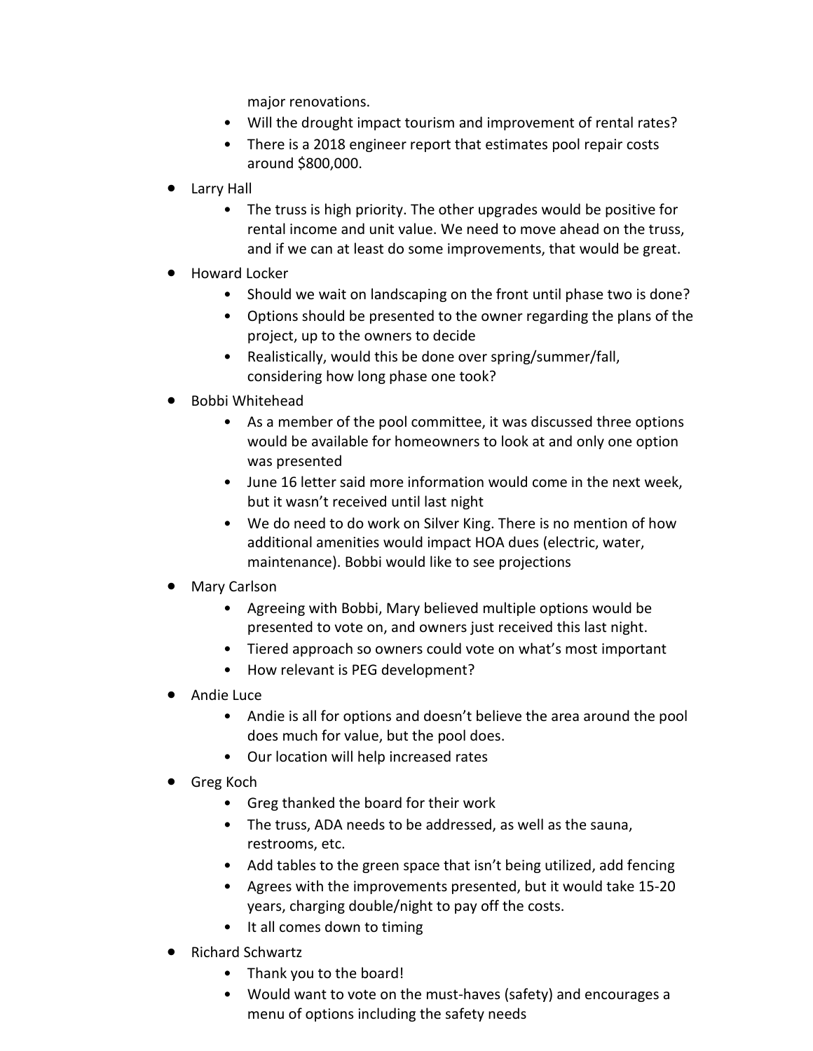major renovations.
  - Will the drought impact tourism and improvement of rental rates?
  - There is a 2018 engineer report that estimates pool repair costs around $800,000.
- Larry Hall
  - The truss is high priority. The other upgrades would be positive for rental income and unit value. We need to move ahead on the truss, and if we can at least do some improvements, that would be great.
- Howard Locker
  - Should we wait on landscaping on the front until phase two is done?
  - Options should be presented to the owner regarding the plans of the project, up to the owners to decide
  - Realistically, would this be done over spring/summer/fall, considering how long phase one took?
- Bobbi Whitehead
  - As a member of the pool committee, it was discussed three options would be available for homeowners to look at and only one option was presented
  - June 16 letter said more information would come in the next week, but it wasn't received until last night
  - We do need to do work on Silver King. There is no mention of how additional amenities would impact HOA dues (electric, water, maintenance). Bobbi would like to see projections
- Mary Carlson
  - Agreeing with Bobbi, Mary believed multiple options would be presented to vote on, and owners just received this last night.
  - Tiered approach so owners could vote on what's most important
  - How relevant is PEG development?
- Andie Luce
  - Andie is all for options and doesn't believe the area around the pool does much for value, but the pool does.
  - Our location will help increased rates
- Greg Koch
  - Greg thanked the board for their work
  - The truss, ADA needs to be addressed, as well as the sauna, restrooms, etc.
  - Add tables to the green space that isn't being utilized, add fencing
  - Agrees with the improvements presented, but it would take 15-20 years, charging double/night to pay off the costs.
  - It all comes down to timing
- Richard Schwartz
  - Thank you to the board!
  - Would want to vote on the must-haves (safety) and encourages a menu of options including the safety needs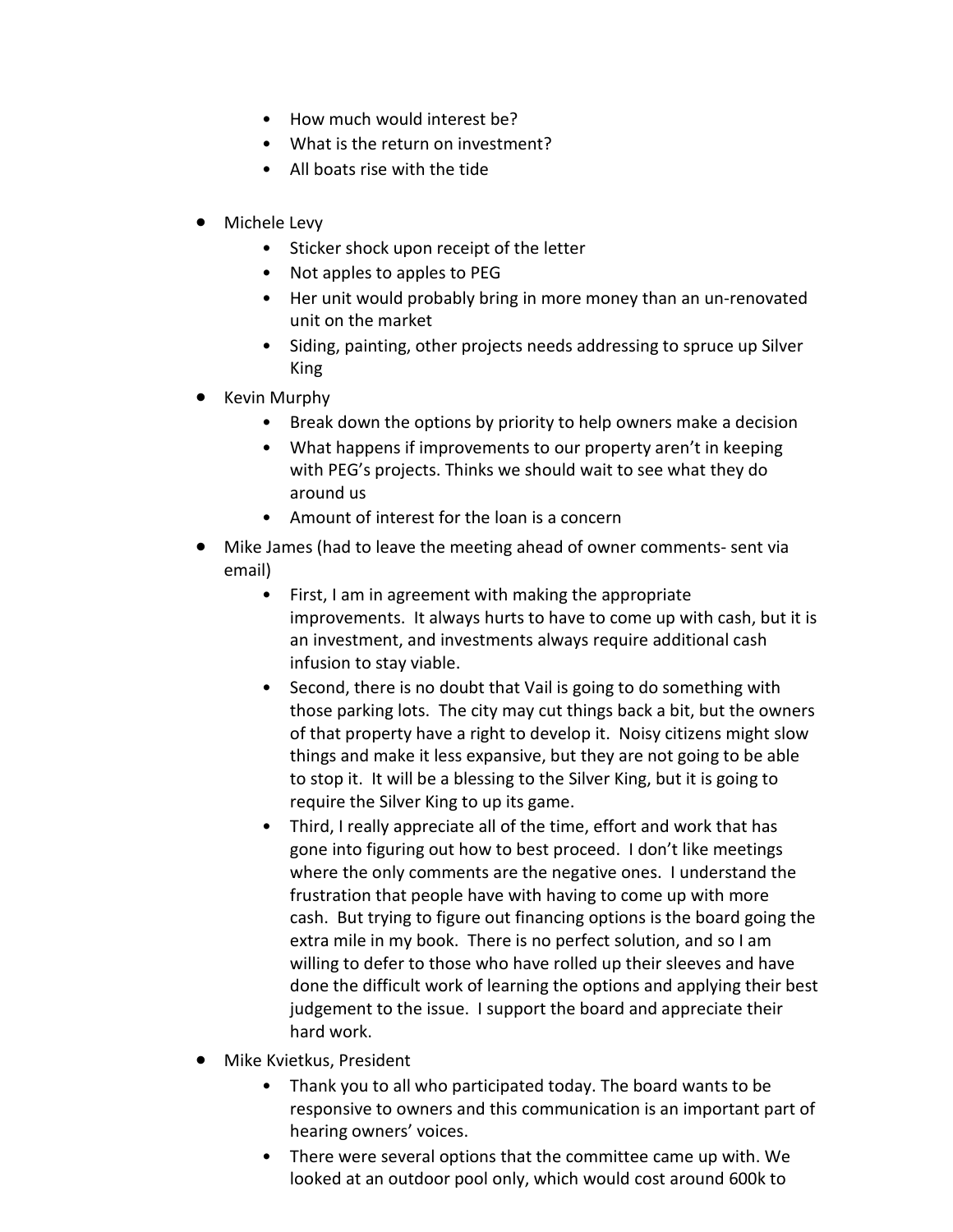- How much would interest be?
    - What is the return on investment?
    - All boats rise with the tide

- Michele Levy
    - Sticker shock upon receipt of the letter
    - Not apples to apples to PEG
    - Her unit would probably bring in more money than an un-renovated unit on the market
    - Siding, painting, other projects needs addressing to spruce up Silver King
- Kevin Murphy
    - Break down the options by priority to help owners make a decision
    - What happens if improvements to our property aren't in keeping with PEG's projects. Thinks we should wait to see what they do around us
    - Amount of interest for the loan is a concern
- Mike James (had to leave the meeting ahead of owner comments- sent via email)
    - First, I am in agreement with making the appropriate improvements. It always hurts to have to come up with cash, but it is an investment, and investments always require additional cash infusion to stay viable.
    - Second, there is no doubt that Vail is going to do something with those parking lots. The city may cut things back a bit, but the owners of that property have a right to develop it. Noisy citizens might slow things and make it less expansive, but they are not going to be able to stop it. It will be a blessing to the Silver King, but it is going to require the Silver King to up its game.
    - Third, I really appreciate all of the time, effort and work that has gone into figuring out how to best proceed. I don't like meetings where the only comments are the negative ones. I understand the frustration that people have with having to come up with more cash. But trying to figure out financing options is the board going the extra mile in my book. There is no perfect solution, and so I am willing to defer to those who have rolled up their sleeves and have done the difficult work of learning the options and applying their best judgement to the issue. I support the board and appreciate their hard work.
- Mike Kvietkus, President
    - Thank you to all who participated today. The board wants to be responsive to owners and this communication is an important part of hearing owners' voices.
    - There were several options that the committee came up with. We looked at an outdoor pool only, which would cost around 600k to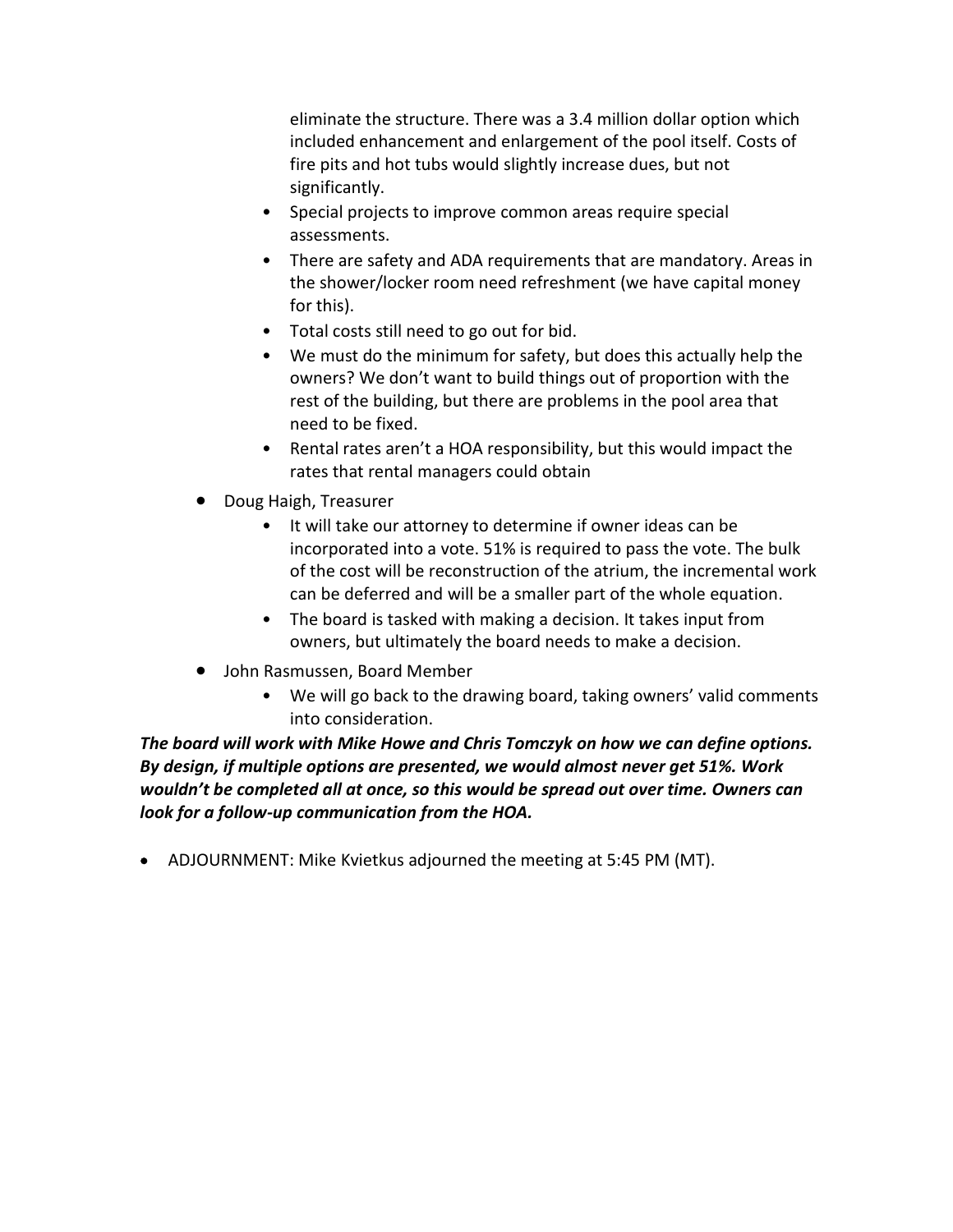eliminate the structure. There was a 3.4 million dollar option which included enhancement and enlargement of the pool itself. Costs of fire pits and hot tubs would slightly increase dues, but not significantly.
  - Special projects to improve common areas require special assessments.
  - There are safety and ADA requirements that are mandatory. Areas in the shower/locker room need refreshment (we have capital money for this).
  - Total costs still need to go out for bid.
  - We must do the minimum for safety, but does this actually help the owners? We don't want to build things out of proportion with the rest of the building, but there are problems in the pool area that need to be fixed.
  - Rental rates aren't a HOA responsibility, but this would impact the rates that rental managers could obtain
- Doug Haigh, Treasurer
  - It will take our attorney to determine if owner ideas can be incorporated into a vote. 51% is required to pass the vote. The bulk of the cost will be reconstruction of the atrium, the incremental work can be deferred and will be a smaller part of the whole equation.
  - The board is tasked with making a decision. It takes input from owners, but ultimately the board needs to make a decision.
- John Rasmussen, Board Member
  - We will go back to the drawing board, taking owners' valid comments into consideration.

***The board will work with Mike Howe and Chris Tomczyk on how we can define options. By design, if multiple options are presented, we would almost never get 51%. Work wouldn't be completed all at once, so this would be spread out over time. Owners can look for a follow-up communication from the HOA.***

- ADJOURNMENT: Mike Kvietkus adjourned the meeting at 5:45 PM (MT).